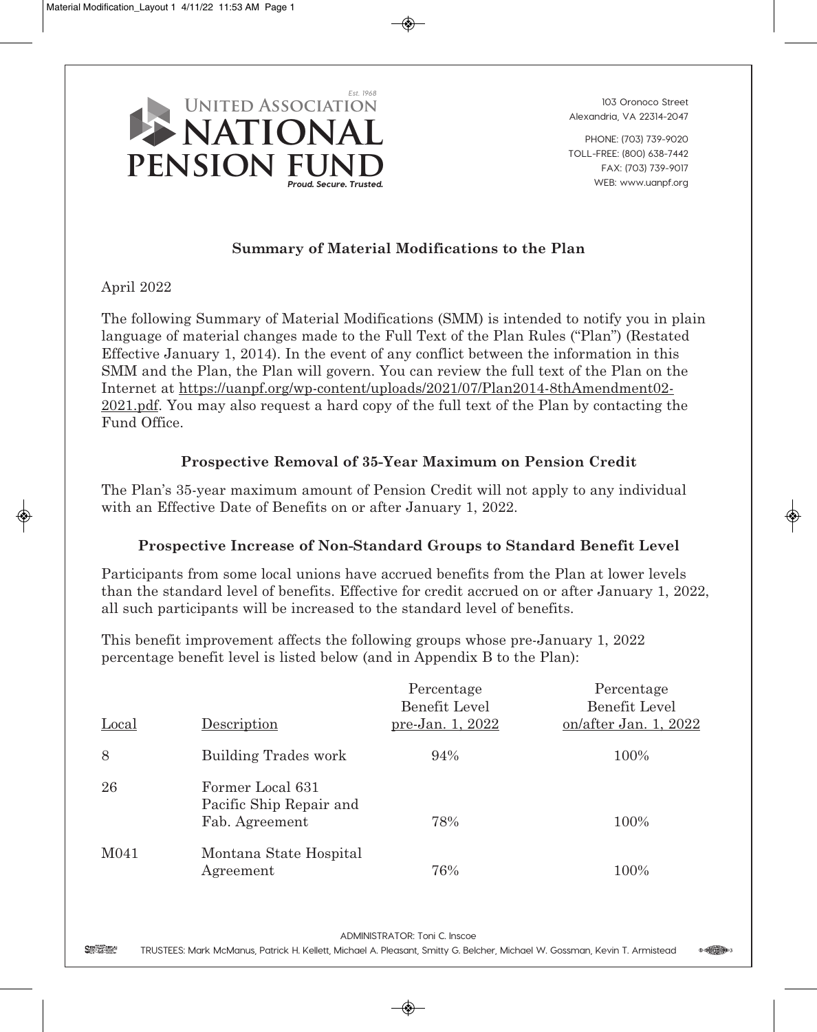UNITED ASSOCIATION NATIONAL PENSION FUND
*Est. 1968*
*Proud. Secure. Trusted.*

103 Oronoco Street
Alexandria, VA 22314-2047

PHONE: (703) 739-9020
TOLL-FREE: (800) 638-7442
FAX: (703) 739-9017
WEB: www.uanpf.org

## Summary of Material Modifications to the Plan

April 2022

The following Summary of Material Modifications (SMM) is intended to notify you in plain language of material changes made to the Full Text of the Plan Rules ("Plan") (Restated Effective January 1, 2014). In the event of any conflict between the information in this SMM and the Plan, the Plan will govern. You can review the full text of the Plan on the Internet at https://uanpf.org/wp-content/uploads/2021/07/Plan2014-8thAmendment02-2021.pdf. You may also request a hard copy of the full text of the Plan by contacting the Fund Office.

### Prospective Removal of 35-Year Maximum on Pension Credit

The Plan's 35-year maximum amount of Pension Credit will not apply to any individual with an Effective Date of Benefits on or after January 1, 2022.

### Prospective Increase of Non-Standard Groups to Standard Benefit Level

Participants from some local unions have accrued benefits from the Plan at lower levels than the standard level of benefits. Effective for credit accrued on or after January 1, 2022, all such participants will be increased to the standard level of benefits.

This benefit improvement affects the following groups whose pre-January 1, 2022 percentage benefit level is listed below (and in Appendix B to the Plan):

| Local | Description | Percentage Benefit Level pre-Jan. 1, 2022 | Percentage Benefit Level on/after Jan. 1, 2022 |
|---|---|---|---|
| 8 | Building Trades work | 94% | 100% |
| 26 | Former Local 631 Pacific Ship Repair and Fab. Agreement | 78% | 100% |
| M041 | Montana State Hospital Agreement | 76% | 100% |

ADMINISTRATOR: Toni C. Inscoe

TRUSTEES: Mark McManus, Patrick H. Kellett, Michael A. Pleasant, Smitty G. Belcher, Michael W. Gossman, Kevin T. Armistead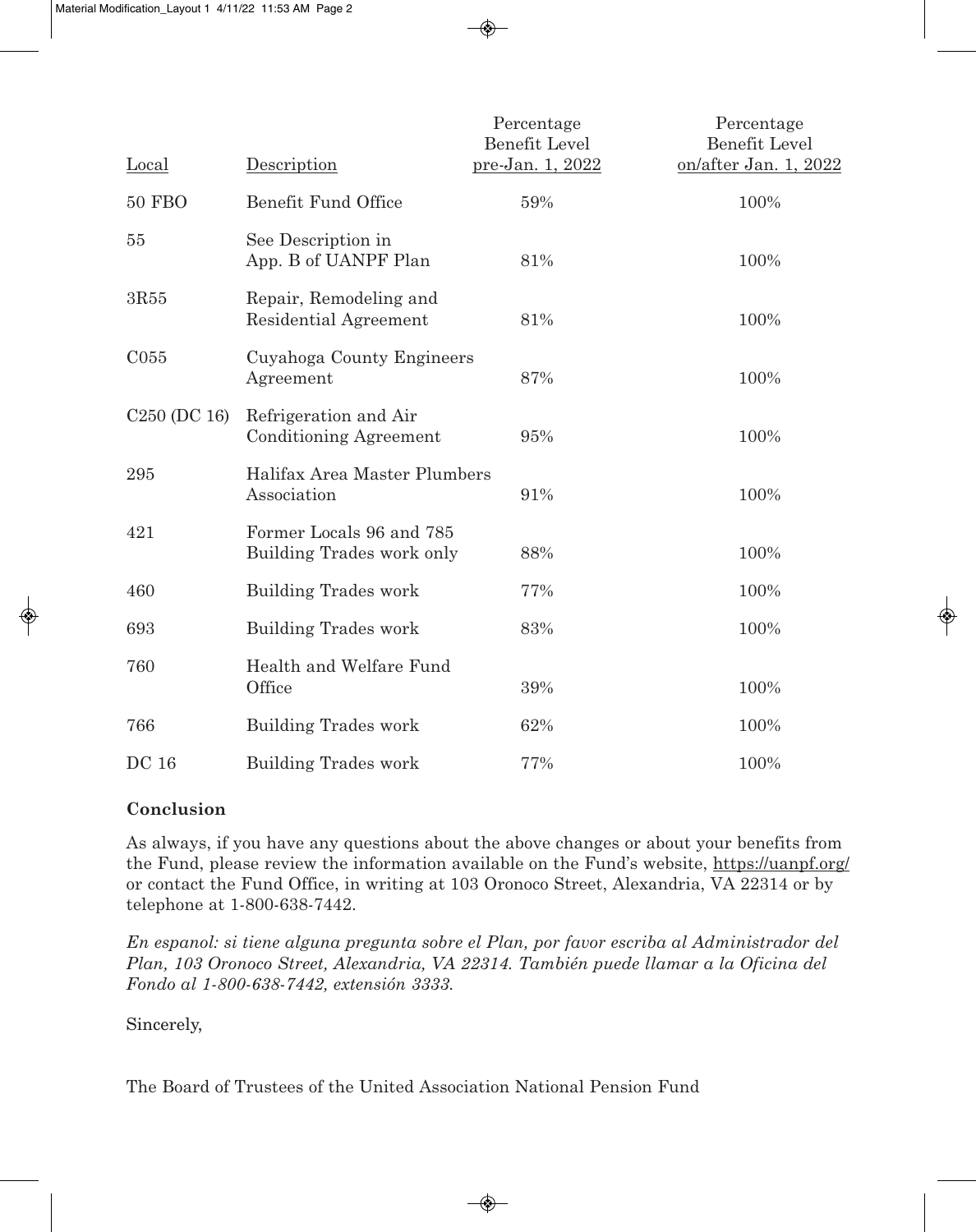| Local | Description | Percentage Benefit Level pre-Jan. 1, 2022 | Percentage Benefit Level on/after Jan. 1, 2022 |
|---|---|---|---|
| 50 FBO | Benefit Fund Office | 59% | 100% |
| 55 | See Description in App. B of UANPF Plan | 81% | 100% |
| 3R55 | Repair, Remodeling and Residential Agreement | 81% | 100% |
| C055 | Cuyahoga County Engineers Agreement | 87% | 100% |
| C250 (DC 16) | Refrigeration and Air Conditioning Agreement | 95% | 100% |
| 295 | Halifax Area Master Plumbers Association | 91% | 100% |
| 421 | Former Locals 96 and 785 Building Trades work only | 88% | 100% |
| 460 | Building Trades work | 77% | 100% |
| 693 | Building Trades work | 83% | 100% |
| 760 | Health and Welfare Fund Office | 39% | 100% |
| 766 | Building Trades work | 62% | 100% |
| DC 16 | Building Trades work | 77% | 100% |

**Conclusion**

As always, if you have any questions about the above changes or about your benefits from the Fund, please review the information available on the Fund's website, https://uanpf.org/ or contact the Fund Office, in writing at 103 Oronoco Street, Alexandria, VA 22314 or by telephone at 1-800-638-7442.

*En espanol: si tiene alguna pregunta sobre el Plan, por favor escriba al Administrador del Plan, 103 Oronoco Street, Alexandria, VA 22314. También puede llamar a la Oficina del Fondo al 1-800-638-7442, extensión 3333.*

Sincerely,

The Board of Trustees of the United Association National Pension Fund